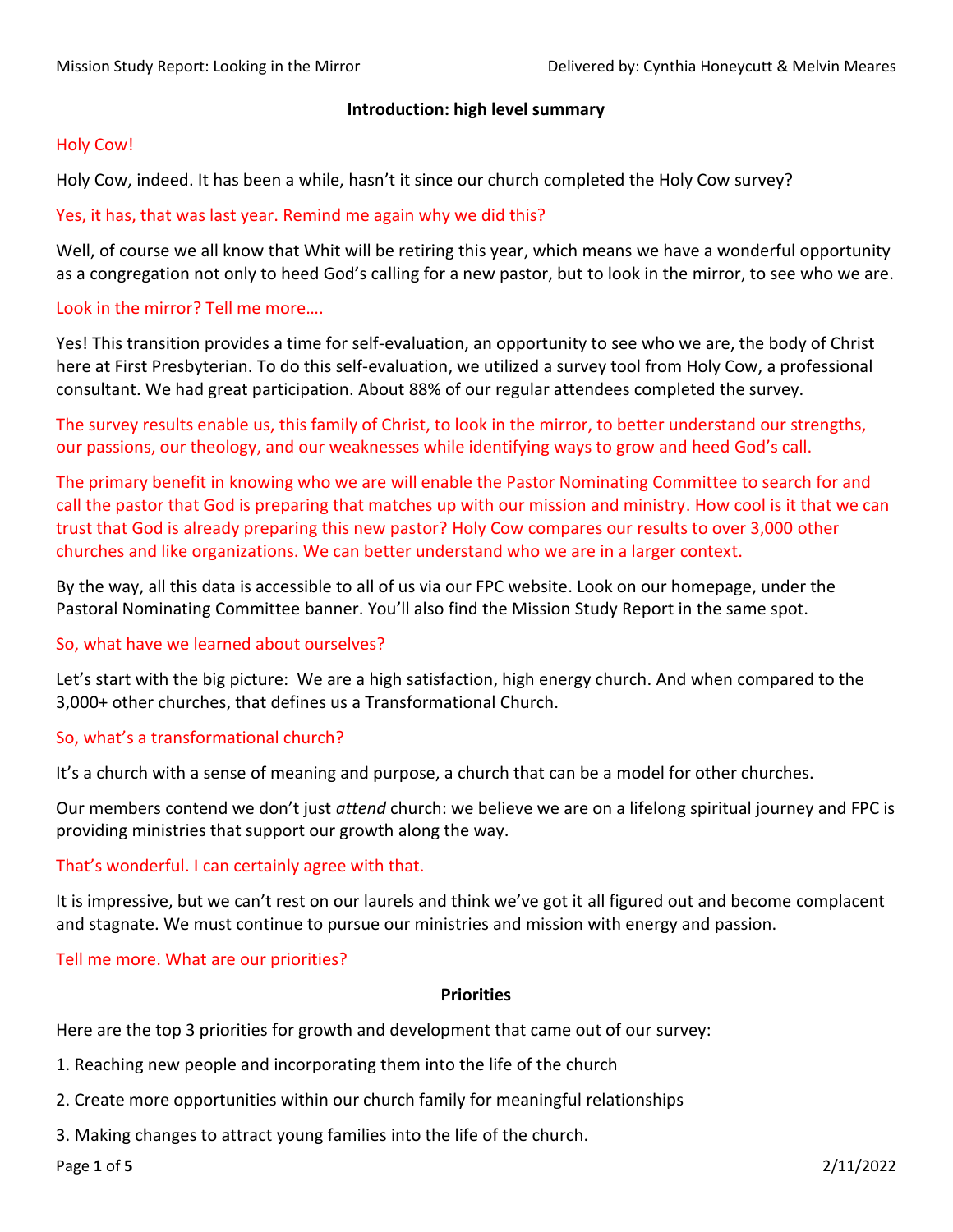Mission Study Report: Looking in the Mirror — Delivered by: Cynthia Honeycutt & Melvin Meares

## Introduction: high level summary

Holy Cow!

Holy Cow, indeed. It has been a while, hasn't it since our church completed the Holy Cow survey?

Yes, it has, that was last year. Remind me again why we did this?

Well, of course we all know that Whit will be retiring this year, which means we have a wonderful opportunity as a congregation not only to heed God's calling for a new pastor, but to look in the mirror, to see who we are.

Look in the mirror? Tell me more….

Yes! This transition provides a time for self-evaluation, an opportunity to see who we are, the body of Christ here at First Presbyterian. To do this self-evaluation, we utilized a survey tool from Holy Cow, a professional consultant. We had great participation. About 88% of our regular attendees completed the survey.

The survey results enable us, this family of Christ, to look in the mirror, to better understand our strengths, our passions, our theology, and our weaknesses while identifying ways to grow and heed God's call.

The primary benefit in knowing who we are will enable the Pastor Nominating Committee to search for and call the pastor that God is preparing that matches up with our mission and ministry. How cool is it that we can trust that God is already preparing this new pastor? Holy Cow compares our results to over 3,000 other churches and like organizations. We can better understand who we are in a larger context.

By the way, all this data is accessible to all of us via our FPC website. Look on our homepage, under the Pastoral Nominating Committee banner. You'll also find the Mission Study Report in the same spot.

So, what have we learned about ourselves?

Let's start with the big picture: We are a high satisfaction, high energy church. And when compared to the 3,000+ other churches, that defines us a Transformational Church.

So, what's a transformational church?

It's a church with a sense of meaning and purpose, a church that can be a model for other churches.

Our members contend we don't just *attend* church: we believe we are on a lifelong spiritual journey and FPC is providing ministries that support our growth along the way.

That's wonderful. I can certainly agree with that.

It is impressive, but we can't rest on our laurels and think we've got it all figured out and become complacent and stagnate. We must continue to pursue our ministries and mission with energy and passion.

Tell me more. What are our priorities?

## Priorities

Here are the top 3 priorities for growth and development that came out of our survey:

1. Reaching new people and incorporating them into the life of the church
2. Create more opportunities within our church family for meaningful relationships
3. Making changes to attract young families into the life of the church.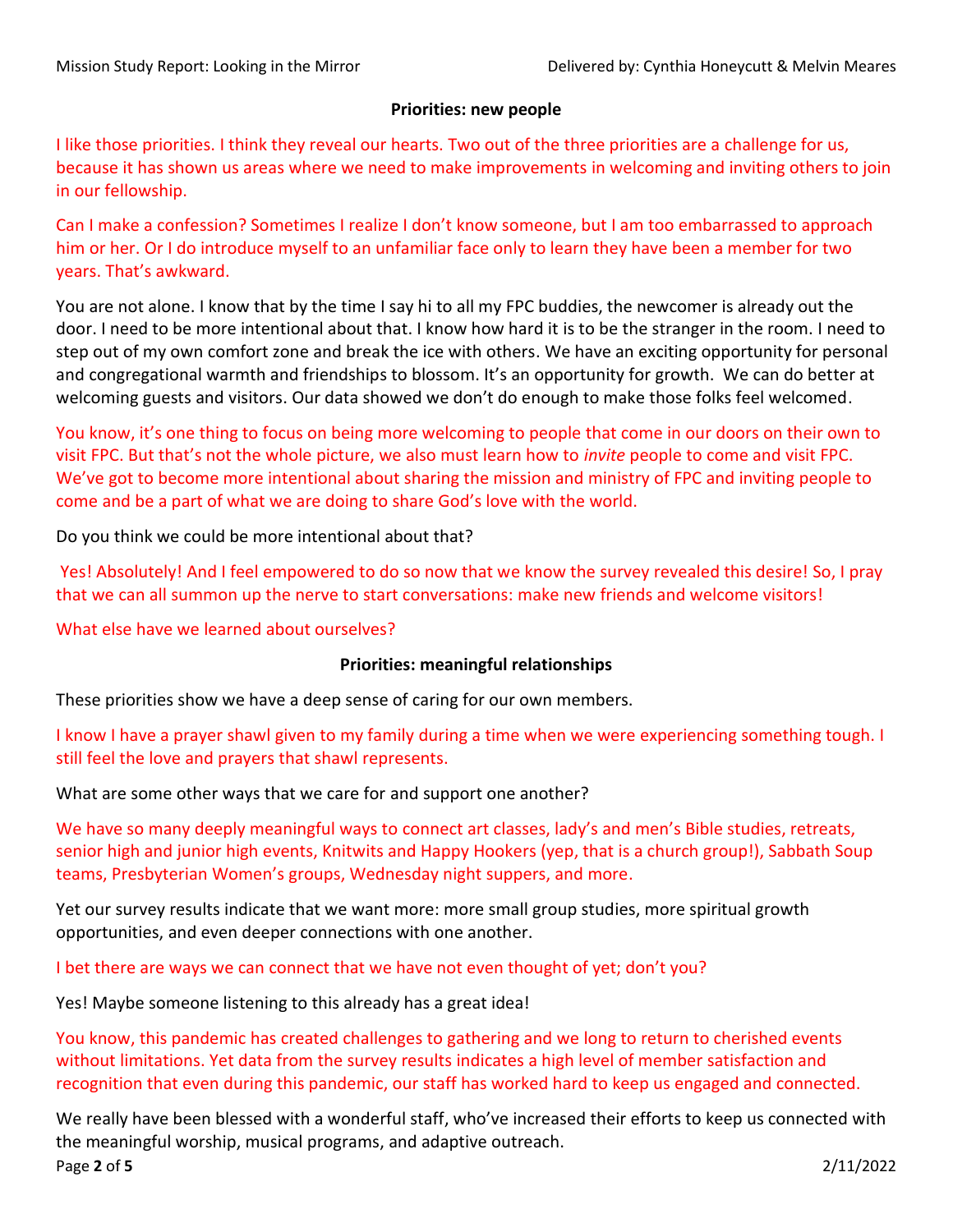**Priorities: new people**

I like those priorities. I think they reveal our hearts. Two out of the three priorities are a challenge for us, because it has shown us areas where we need to make improvements in welcoming and inviting others to join in our fellowship.

Can I make a confession? Sometimes I realize I don't know someone, but I am too embarrassed to approach him or her. Or I do introduce myself to an unfamiliar face only to learn they have been a member for two years. That's awkward.

You are not alone. I know that by the time I say hi to all my FPC buddies, the newcomer is already out the door. I need to be more intentional about that. I know how hard it is to be the stranger in the room. I need to step out of my own comfort zone and break the ice with others. We have an exciting opportunity for personal and congregational warmth and friendships to blossom. It's an opportunity for growth. We can do better at welcoming guests and visitors. Our data showed we don't do enough to make those folks feel welcomed.

You know, it's one thing to focus on being more welcoming to people that come in our doors on their own to visit FPC. But that's not the whole picture, we also must learn how to *invite* people to come and visit FPC. We've got to become more intentional about sharing the mission and ministry of FPC and inviting people to come and be a part of what we are doing to share God's love with the world.

Do you think we could be more intentional about that?

Yes! Absolutely! And I feel empowered to do so now that we know the survey revealed this desire! So, I pray that we can all summon up the nerve to start conversations: make new friends and welcome visitors!

What else have we learned about ourselves?

**Priorities: meaningful relationships**

These priorities show we have a deep sense of caring for our own members.

I know I have a prayer shawl given to my family during a time when we were experiencing something tough. I still feel the love and prayers that shawl represents.

What are some other ways that we care for and support one another?

We have so many deeply meaningful ways to connect art classes, lady's and men's Bible studies, retreats, senior high and junior high events, Knitwits and Happy Hookers (yep, that is a church group!), Sabbath Soup teams, Presbyterian Women's groups, Wednesday night suppers, and more.

Yet our survey results indicate that we want more: more small group studies, more spiritual growth opportunities, and even deeper connections with one another.

I bet there are ways we can connect that we have not even thought of yet; don't you?

Yes! Maybe someone listening to this already has a great idea!

You know, this pandemic has created challenges to gathering and we long to return to cherished events without limitations. Yet data from the survey results indicates a high level of member satisfaction and recognition that even during this pandemic, our staff has worked hard to keep us engaged and connected.

We really have been blessed with a wonderful staff, who've increased their efforts to keep us connected with the meaningful worship, musical programs, and adaptive outreach.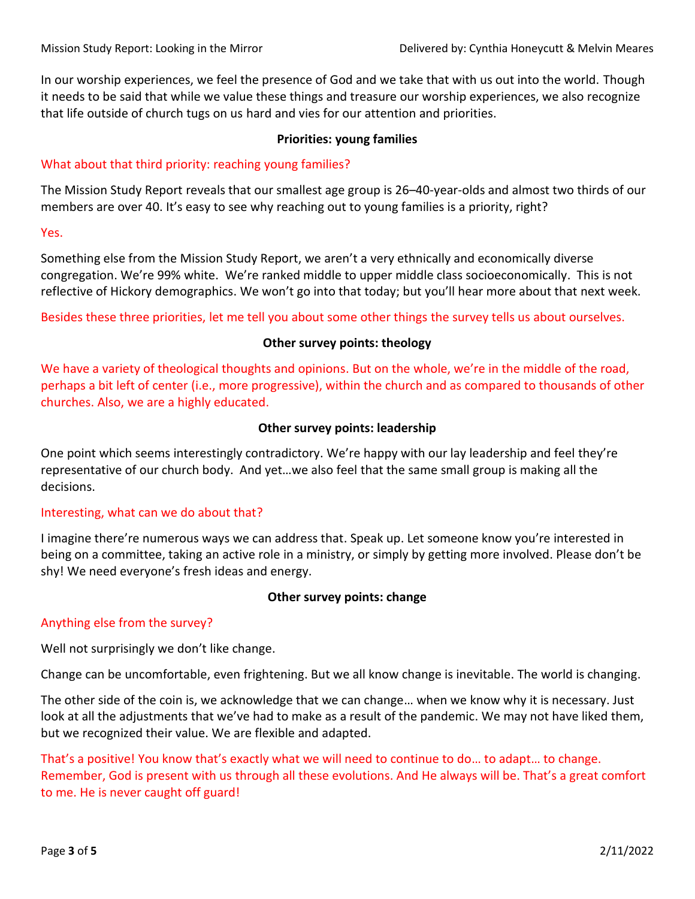In our worship experiences, we feel the presence of God and we take that with us out into the world. Though it needs to be said that while we value these things and treasure our worship experiences, we also recognize that life outside of church tugs on us hard and vies for our attention and priorities.

**Priorities: young families**

What about that third priority: reaching young families?

The Mission Study Report reveals that our smallest age group is 26–40-year-olds and almost two thirds of our members are over 40. It's easy to see why reaching out to young families is a priority, right?

Yes.

Something else from the Mission Study Report, we aren't a very ethnically and economically diverse congregation. We're 99% white. We're ranked middle to upper middle class socioeconomically. This is not reflective of Hickory demographics. We won't go into that today; but you'll hear more about that next week.

Besides these three priorities, let me tell you about some other things the survey tells us about ourselves.

**Other survey points: theology**

We have a variety of theological thoughts and opinions. But on the whole, we're in the middle of the road, perhaps a bit left of center (i.e., more progressive), within the church and as compared to thousands of other churches. Also, we are a highly educated.

**Other survey points: leadership**

One point which seems interestingly contradictory. We're happy with our lay leadership and feel they're representative of our church body. And yet…we also feel that the same small group is making all the decisions.

Interesting, what can we do about that?

I imagine there're numerous ways we can address that. Speak up. Let someone know you're interested in being on a committee, taking an active role in a ministry, or simply by getting more involved. Please don't be shy! We need everyone's fresh ideas and energy.

**Other survey points: change**

Anything else from the survey?

Well not surprisingly we don't like change.

Change can be uncomfortable, even frightening. But we all know change is inevitable. The world is changing.

The other side of the coin is, we acknowledge that we can change… when we know why it is necessary. Just look at all the adjustments that we've had to make as a result of the pandemic. We may not have liked them, but we recognized their value. We are flexible and adapted.

That's a positive! You know that's exactly what we will need to continue to do… to adapt… to change. Remember, God is present with us through all these evolutions. And He always will be. That's a great comfort to me. He is never caught off guard!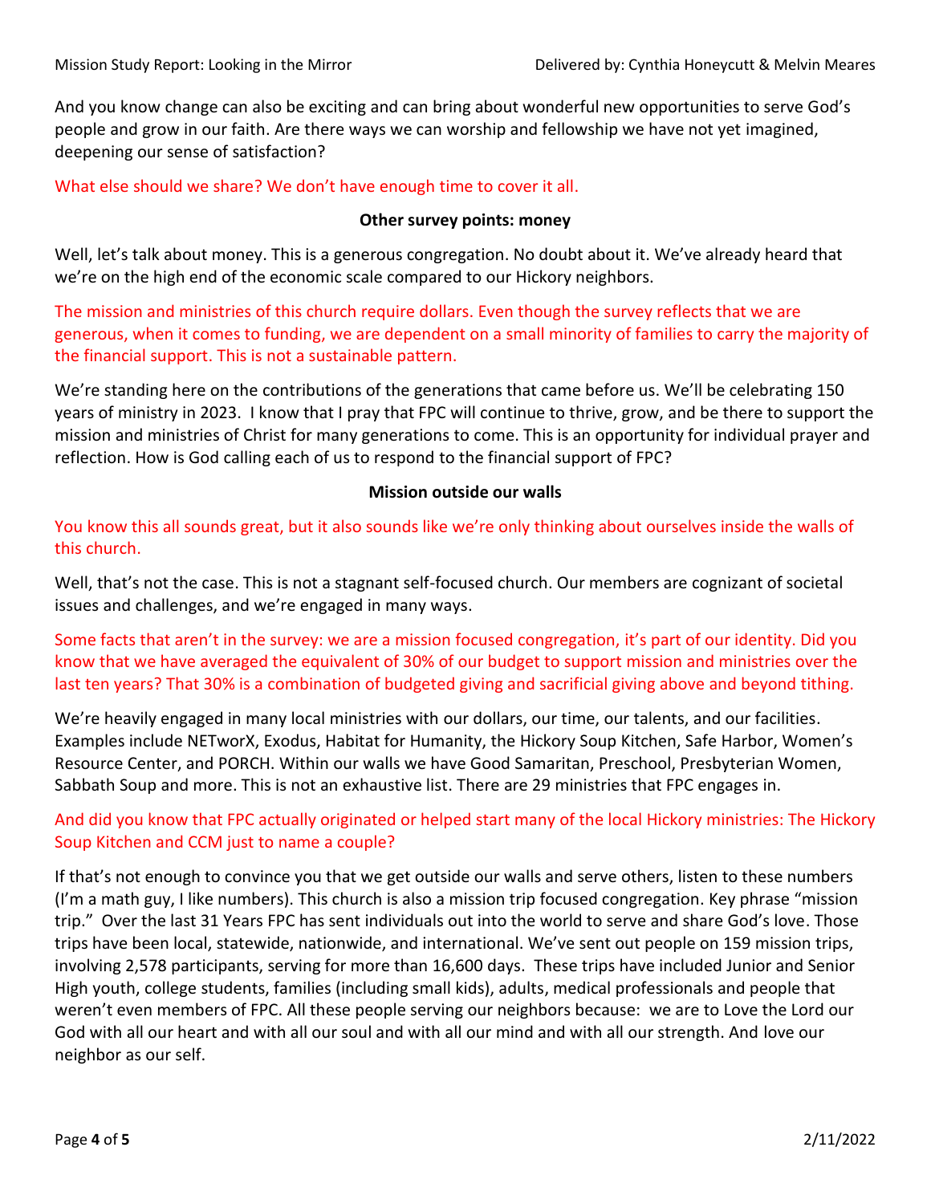And you know change can also be exciting and can bring about wonderful new opportunities to serve God's people and grow in our faith. Are there ways we can worship and fellowship we have not yet imagined, deepening our sense of satisfaction?

What else should we share? We don't have enough time to cover it all.

**Other survey points: money**

Well, let's talk about money. This is a generous congregation. No doubt about it. We've already heard that we're on the high end of the economic scale compared to our Hickory neighbors.

The mission and ministries of this church require dollars. Even though the survey reflects that we are generous, when it comes to funding, we are dependent on a small minority of families to carry the majority of the financial support. This is not a sustainable pattern.

We're standing here on the contributions of the generations that came before us. We'll be celebrating 150 years of ministry in 2023. I know that I pray that FPC will continue to thrive, grow, and be there to support the mission and ministries of Christ for many generations to come. This is an opportunity for individual prayer and reflection. How is God calling each of us to respond to the financial support of FPC?

**Mission outside our walls**

You know this all sounds great, but it also sounds like we're only thinking about ourselves inside the walls of this church.

Well, that's not the case. This is not a stagnant self-focused church. Our members are cognizant of societal issues and challenges, and we're engaged in many ways.

Some facts that aren't in the survey: we are a mission focused congregation, it's part of our identity. Did you know that we have averaged the equivalent of 30% of our budget to support mission and ministries over the last ten years? That 30% is a combination of budgeted giving and sacrificial giving above and beyond tithing.

We're heavily engaged in many local ministries with our dollars, our time, our talents, and our facilities. Examples include NETworX, Exodus, Habitat for Humanity, the Hickory Soup Kitchen, Safe Harbor, Women's Resource Center, and PORCH. Within our walls we have Good Samaritan, Preschool, Presbyterian Women, Sabbath Soup and more. This is not an exhaustive list. There are 29 ministries that FPC engages in.

And did you know that FPC actually originated or helped start many of the local Hickory ministries: The Hickory Soup Kitchen and CCM just to name a couple?

If that's not enough to convince you that we get outside our walls and serve others, listen to these numbers (I'm a math guy, I like numbers). This church is also a mission trip focused congregation. Key phrase "mission trip." Over the last 31 Years FPC has sent individuals out into the world to serve and share God's love. Those trips have been local, statewide, nationwide, and international. We've sent out people on 159 mission trips, involving 2,578 participants, serving for more than 16,600 days. These trips have included Junior and Senior High youth, college students, families (including small kids), adults, medical professionals and people that weren't even members of FPC. All these people serving our neighbors because: we are to Love the Lord our God with all our heart and with all our soul and with all our mind and with all our strength. And love our neighbor as our self.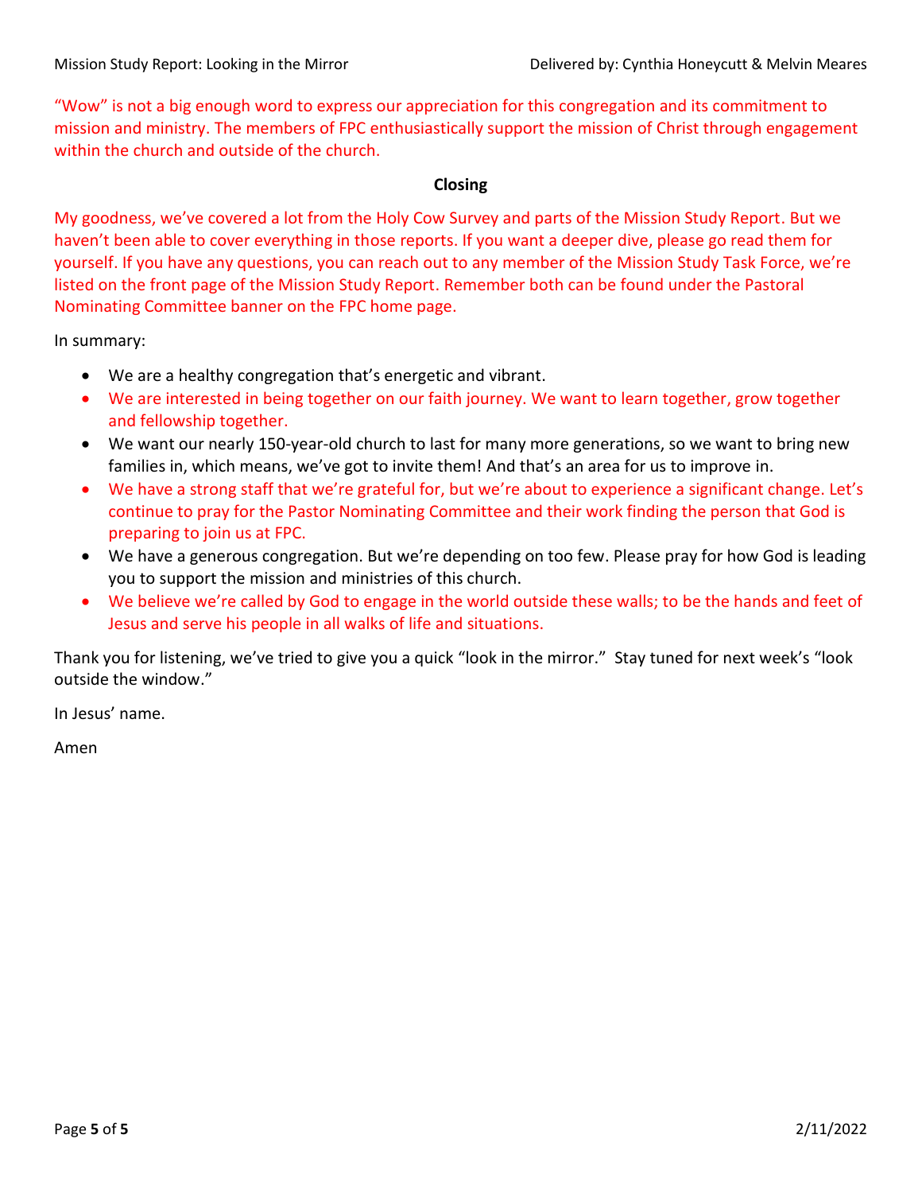"Wow" is not a big enough word to express our appreciation for this congregation and its commitment to mission and ministry. The members of FPC enthusiastically support the mission of Christ through engagement within the church and outside of the church.

**Closing**

My goodness, we've covered a lot from the Holy Cow Survey and parts of the Mission Study Report. But we haven't been able to cover everything in those reports. If you want a deeper dive, please go read them for yourself. If you have any questions, you can reach out to any member of the Mission Study Task Force, we're listed on the front page of the Mission Study Report. Remember both can be found under the Pastoral Nominating Committee banner on the FPC home page.

In summary:

- We are a healthy congregation that's energetic and vibrant.
- We are interested in being together on our faith journey. We want to learn together, grow together and fellowship together.
- We want our nearly 150-year-old church to last for many more generations, so we want to bring new families in, which means, we've got to invite them! And that's an area for us to improve in.
- We have a strong staff that we're grateful for, but we're about to experience a significant change. Let's continue to pray for the Pastor Nominating Committee and their work finding the person that God is preparing to join us at FPC.
- We have a generous congregation. But we're depending on too few. Please pray for how God is leading you to support the mission and ministries of this church.
- We believe we're called by God to engage in the world outside these walls; to be the hands and feet of Jesus and serve his people in all walks of life and situations.

Thank you for listening, we've tried to give you a quick "look in the mirror." Stay tuned for next week's "look outside the window."

In Jesus' name.

Amen